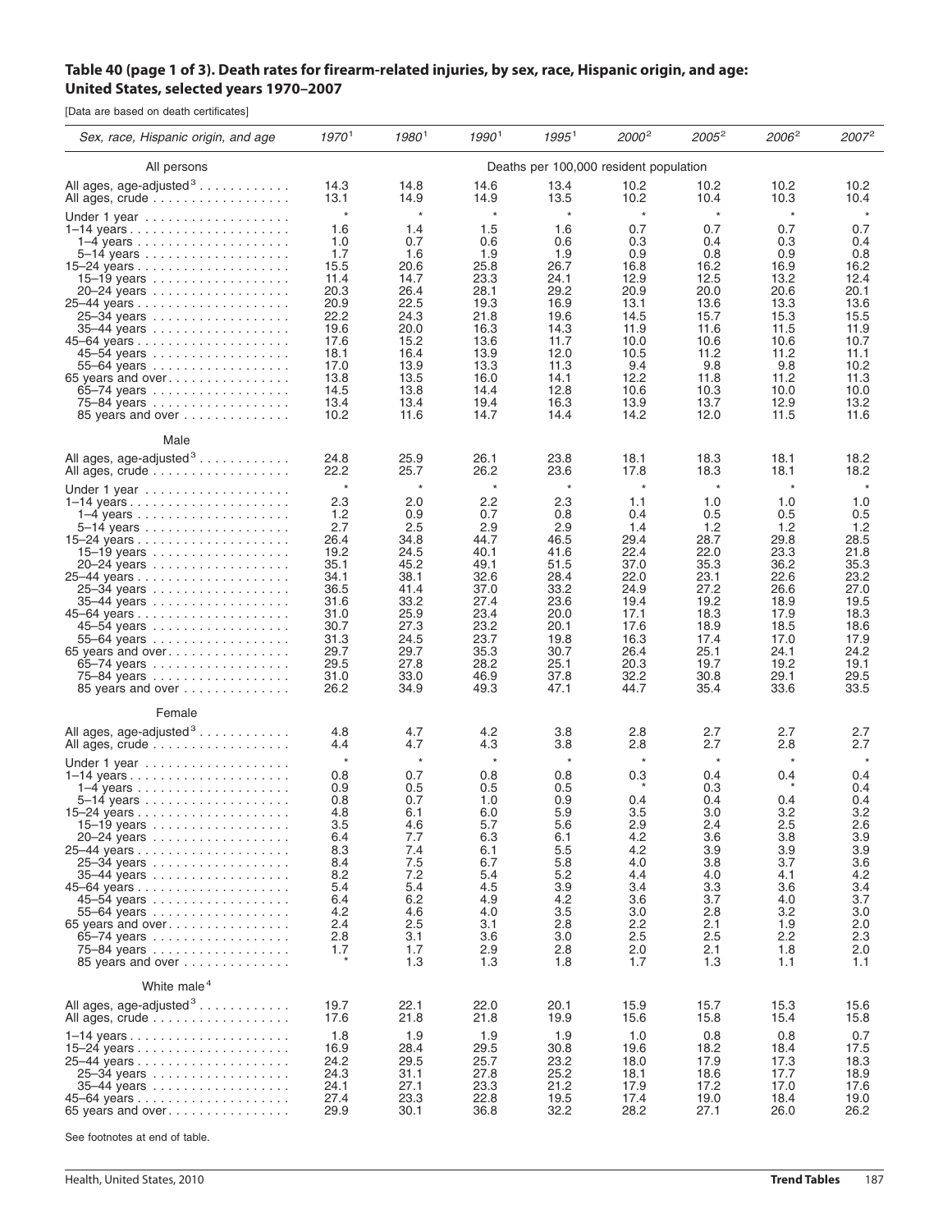## Table 40 (page 1 of 3). Death rates for firearm-related injuries, by sex, race, Hispanic origin, and age: United States, selected years 1970–2007

[Data are based on death certificates]

| *Sex, race, Hispanic origin, and age* | *1970*[1] | *1980*[1] | *1990*[1] | *1995*[1] | *2000*[2] | *2005*[2] | *2006*[2] | *2007*[2] |
|---|---|---|---|---|---|---|---|---|
| All persons | Deaths per 100,000 resident population | | | | | | | |
| All ages, age-adjusted[3] | 14.3 | 14.8 | 14.6 | 13.4 | 10.2 | 10.2 | 10.2 | 10.2 |
| All ages, crude | 13.1 | 14.9 | 14.9 | 13.5 | 10.2 | 10.4 | 10.3 | 10.4 |
| Under 1 year | * | * | * | * | * | * | * | * |
| 1–14 years | 1.6 | 1.4 | 1.5 | 1.6 | 0.7 | 0.7 | 0.7 | 0.7 |
| 1–4 years | 1.0 | 0.7 | 0.6 | 0.6 | 0.3 | 0.4 | 0.3 | 0.4 |
| 5–14 years | 1.7 | 1.6 | 1.9 | 1.9 | 0.9 | 0.8 | 0.9 | 0.8 |
| 15–24 years | 15.5 | 20.6 | 25.8 | 26.7 | 16.8 | 16.2 | 16.9 | 16.2 |
| 15–19 years | 11.4 | 14.7 | 23.3 | 24.1 | 12.9 | 12.5 | 13.2 | 12.4 |
| 20–24 years | 20.3 | 26.4 | 28.1 | 29.2 | 20.9 | 20.0 | 20.6 | 20.1 |
| 25–44 years | 20.9 | 22.5 | 19.3 | 16.9 | 13.1 | 13.6 | 13.3 | 13.6 |
| 25–34 years | 22.2 | 24.3 | 21.8 | 19.6 | 14.5 | 15.7 | 15.3 | 15.5 |
| 35–44 years | 19.6 | 20.0 | 16.3 | 14.3 | 11.9 | 11.6 | 11.5 | 11.9 |
| 45–64 years | 17.6 | 15.2 | 13.6 | 11.7 | 10.0 | 10.6 | 10.6 | 10.7 |
| 45–54 years | 18.1 | 16.4 | 13.9 | 12.0 | 10.5 | 11.2 | 11.2 | 11.1 |
| 55–64 years | 17.0 | 13.9 | 13.3 | 11.3 | 9.4 | 9.8 | 9.8 | 10.2 |
| 65 years and over | 13.8 | 13.5 | 16.0 | 14.1 | 12.2 | 11.8 | 11.2 | 11.3 |
| 65–74 years | 14.5 | 13.8 | 14.4 | 12.8 | 10.6 | 10.3 | 10.0 | 10.0 |
| 75–84 years | 13.4 | 13.4 | 19.4 | 16.3 | 13.9 | 13.7 | 12.9 | 13.2 |
| 85 years and over | 10.2 | 11.6 | 14.7 | 14.4 | 14.2 | 12.0 | 11.5 | 11.6 |
| Male | | | | | | | | |
| All ages, age-adjusted[3] | 24.8 | 25.9 | 26.1 | 23.8 | 18.1 | 18.3 | 18.1 | 18.2 |
| All ages, crude | 22.2 | 25.7 | 26.2 | 23.6 | 17.8 | 18.3 | 18.1 | 18.2 |
| Under 1 year | * | * | * | * | * | * | * | * |
| 1–14 years | 2.3 | 2.0 | 2.2 | 2.3 | 1.1 | 1.0 | 1.0 | 1.0 |
| 1–4 years | 1.2 | 0.9 | 0.7 | 0.8 | 0.4 | 0.5 | 0.5 | 0.5 |
| 5–14 years | 2.7 | 2.5 | 2.9 | 2.9 | 1.4 | 1.2 | 1.2 | 1.2 |
| 15–24 years | 26.4 | 34.8 | 44.7 | 46.5 | 29.4 | 28.7 | 29.8 | 28.5 |
| 15–19 years | 19.2 | 24.5 | 40.1 | 41.6 | 22.4 | 22.0 | 23.3 | 21.8 |
| 20–24 years | 35.1 | 45.2 | 49.1 | 51.5 | 37.0 | 35.3 | 36.2 | 35.3 |
| 25–44 years | 34.1 | 38.1 | 32.6 | 28.4 | 22.0 | 23.1 | 22.6 | 23.2 |
| 25–34 years | 36.5 | 41.4 | 37.0 | 33.2 | 24.9 | 27.2 | 26.6 | 27.0 |
| 35–44 years | 31.6 | 33.2 | 27.4 | 23.6 | 19.4 | 19.2 | 18.9 | 19.5 |
| 45–64 years | 31.0 | 25.9 | 23.4 | 20.0 | 17.1 | 18.3 | 17.9 | 18.3 |
| 45–54 years | 30.7 | 27.3 | 23.2 | 20.1 | 17.6 | 18.9 | 18.5 | 18.6 |
| 55–64 years | 31.3 | 24.5 | 23.7 | 19.8 | 16.3 | 17.4 | 17.0 | 17.9 |
| 65 years and over | 29.7 | 29.7 | 35.3 | 30.7 | 26.4 | 25.1 | 24.1 | 24.2 |
| 65–74 years | 29.5 | 27.8 | 28.2 | 25.1 | 20.3 | 19.7 | 19.2 | 19.1 |
| 75–84 years | 31.0 | 33.0 | 46.9 | 37.8 | 32.2 | 30.8 | 29.1 | 29.5 |
| 85 years and over | 26.2 | 34.9 | 49.3 | 47.1 | 44.7 | 35.4 | 33.6 | 33.5 |
| Female | | | | | | | | |
| All ages, age-adjusted[3] | 4.8 | 4.7 | 4.2 | 3.8 | 2.8 | 2.7 | 2.7 | 2.7 |
| All ages, crude | 4.4 | 4.7 | 4.3 | 3.8 | 2.8 | 2.7 | 2.8 | 2.7 |
| Under 1 year | * | * | * | * | * | * | * | * |
| 1–14 years | 0.8 | 0.7 | 0.8 | 0.8 | 0.3 | 0.4 | 0.4 | 0.4 |
| 1–4 years | 0.9 | 0.5 | 0.5 | 0.5 | * | 0.3 | * | 0.4 |
| 5–14 years | 0.8 | 0.7 | 1.0 | 0.9 | 0.4 | 0.4 | 0.4 | 0.4 |
| 15–24 years | 4.8 | 6.1 | 6.0 | 5.9 | 3.5 | 3.0 | 3.2 | 3.2 |
| 15–19 years | 3.5 | 4.6 | 5.7 | 5.6 | 2.9 | 2.4 | 2.5 | 2.6 |
| 20–24 years | 6.4 | 7.7 | 6.3 | 6.1 | 4.2 | 3.6 | 3.8 | 3.9 |
| 25–44 years | 8.3 | 7.4 | 6.1 | 5.5 | 4.2 | 3.9 | 3.9 | 3.9 |
| 25–34 years | 8.4 | 7.5 | 6.7 | 5.8 | 4.0 | 3.8 | 3.7 | 3.6 |
| 35–44 years | 8.2 | 7.2 | 5.4 | 5.2 | 4.4 | 4.0 | 4.1 | 4.2 |
| 45–64 years | 5.4 | 5.4 | 4.5 | 3.9 | 3.4 | 3.3 | 3.6 | 3.4 |
| 45–54 years | 6.4 | 6.2 | 4.9 | 4.2 | 3.6 | 3.7 | 4.0 | 3.7 |
| 55–64 years | 4.2 | 4.6 | 4.0 | 3.5 | 3.0 | 2.8 | 3.2 | 3.0 |
| 65 years and over | 2.4 | 2.5 | 3.1 | 2.8 | 2.2 | 2.1 | 1.9 | 2.0 |
| 65–74 years | 2.8 | 3.1 | 3.6 | 3.0 | 2.5 | 2.5 | 2.2 | 2.3 |
| 75–84 years | 1.7 | 1.7 | 2.9 | 2.8 | 2.0 | 2.1 | 1.8 | 2.0 |
| 85 years and over | * | 1.3 | 1.3 | 1.8 | 1.7 | 1.3 | 1.1 | 1.1 |
| White male[4] | | | | | | | | |
| All ages, age-adjusted[3] | 19.7 | 22.1 | 22.0 | 20.1 | 15.9 | 15.7 | 15.3 | 15.6 |
| All ages, crude | 17.6 | 21.8 | 21.8 | 19.9 | 15.6 | 15.8 | 15.4 | 15.8 |
| 1–14 years | 1.8 | 1.9 | 1.9 | 1.9 | 1.0 | 0.8 | 0.8 | 0.7 |
| 15–24 years | 16.9 | 28.4 | 29.5 | 30.8 | 19.6 | 18.2 | 18.4 | 17.5 |
| 25–44 years | 24.2 | 29.5 | 25.7 | 23.2 | 18.0 | 17.9 | 17.3 | 18.3 |
| 25–34 years | 24.3 | 31.1 | 27.8 | 25.2 | 18.1 | 18.6 | 17.7 | 18.9 |
| 35–44 years | 24.1 | 27.1 | 23.3 | 21.2 | 17.9 | 17.2 | 17.0 | 17.6 |
| 45–64 years | 27.4 | 23.3 | 22.8 | 19.5 | 17.4 | 19.0 | 18.4 | 19.0 |
| 65 years and over | 29.9 | 30.1 | 36.8 | 32.2 | 28.2 | 27.1 | 26.0 | 26.2 |

See footnotes at end of table.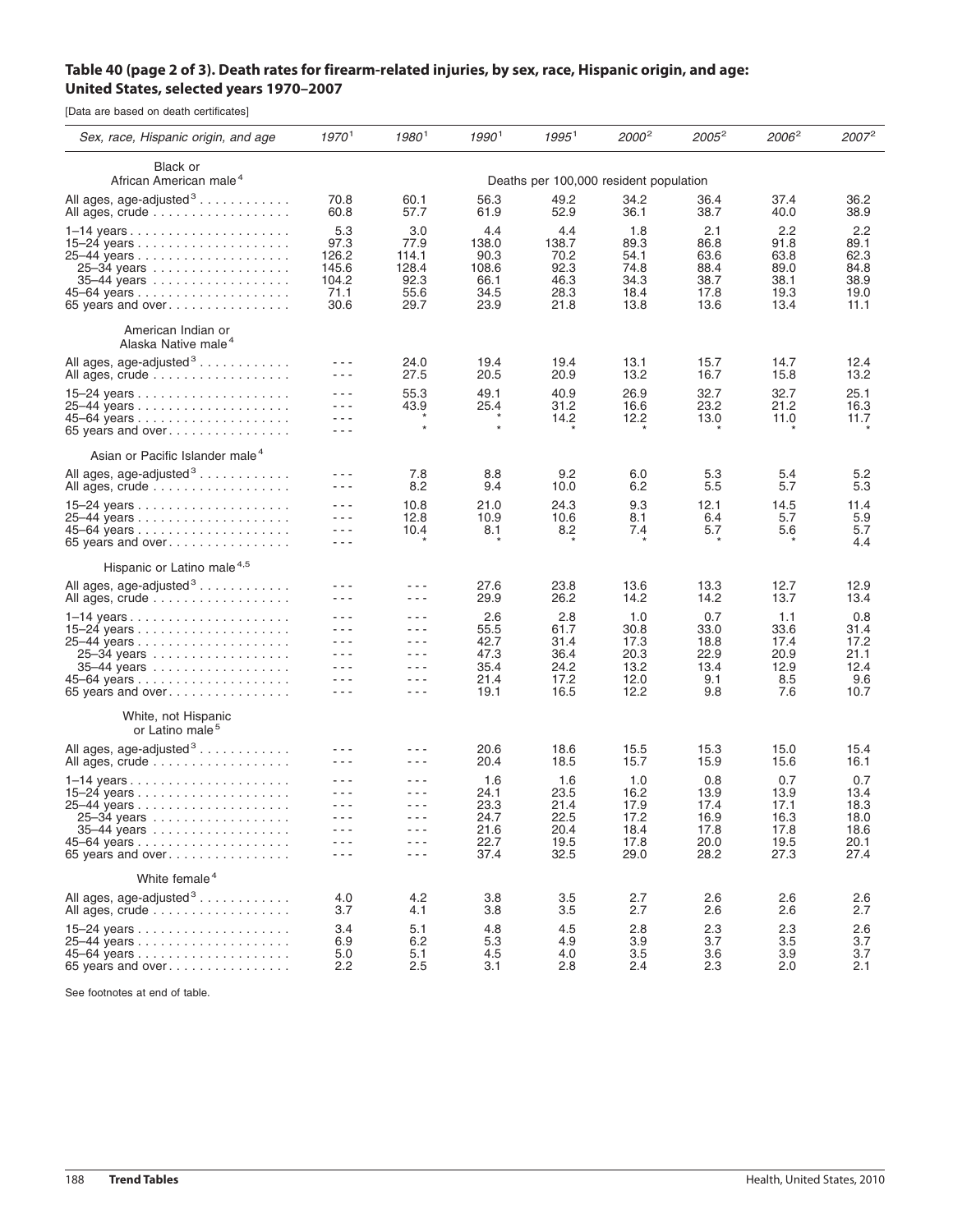## Table 40 (page 2 of 3). Death rates for firearm-related injuries, by sex, race, Hispanic origin, and age: United States, selected years 1970–2007

[Data are based on death certificates]

| Sex, race, Hispanic origin, and age | 1970[1] | 1980[1] | 1990[1] | 1995[1] | 2000[2] | 2005[2] | 2006[2] | 2007[2] |
|---|---|---|---|---|---|---|---|---|
| **Black or African American male[4]** | | | | Deaths per 100,000 resident population | | | | |
| All ages, age-adjusted[3] | 70.8 | 60.1 | 56.3 | 49.2 | 34.2 | 36.4 | 37.4 | 36.2 |
| All ages, crude | 60.8 | 57.7 | 61.9 | 52.9 | 36.1 | 38.7 | 40.0 | 38.9 |
| 1–14 years | 5.3 | 3.0 | 4.4 | 4.4 | 1.8 | 2.1 | 2.2 | 2.2 |
| 15–24 years | 97.3 | 77.9 | 138.0 | 138.7 | 89.3 | 86.8 | 91.8 | 89.1 |
| 25–44 years | 126.2 | 114.1 | 90.3 | 70.2 | 54.1 | 63.6 | 63.8 | 62.3 |
| 25–34 years | 145.6 | 128.4 | 108.6 | 92.3 | 74.8 | 88.4 | 89.0 | 84.8 |
| 35–44 years | 104.2 | 92.3 | 66.1 | 46.3 | 34.3 | 38.7 | 38.1 | 38.9 |
| 45–64 years | 71.1 | 55.6 | 34.5 | 28.3 | 18.4 | 17.8 | 19.3 | 19.0 |
| 65 years and over | 30.6 | 29.7 | 23.9 | 21.8 | 13.8 | 13.6 | 13.4 | 11.1 |
| **American Indian or Alaska Native male[4]** | | | | | | | | |
| All ages, age-adjusted[3] | --- | 24.0 | 19.4 | 19.4 | 13.1 | 15.7 | 14.7 | 12.4 |
| All ages, crude | --- | 27.5 | 20.5 | 20.9 | 13.2 | 16.7 | 15.8 | 13.2 |
| 15–24 years | --- | 55.3 | 49.1 | 40.9 | 26.9 | 32.7 | 32.7 | 25.1 |
| 25–44 years | --- | 43.9 | 25.4 | 31.2 | 16.6 | 23.2 | 21.2 | 16.3 |
| 45–64 years | --- | * | * | 14.2 | 12.2 | 13.0 | 11.0 | 11.7 |
| 65 years and over | --- | * | * | * | * | * | * | * |
| **Asian or Pacific Islander male[4]** | | | | | | | | |
| All ages, age-adjusted[3] | --- | 7.8 | 8.8 | 9.2 | 6.0 | 5.3 | 5.4 | 5.2 |
| All ages, crude | --- | 8.2 | 9.4 | 10.0 | 6.2 | 5.5 | 5.7 | 5.3 |
| 15–24 years | --- | 10.8 | 21.0 | 24.3 | 9.3 | 12.1 | 14.5 | 11.4 |
| 25–44 years | --- | 12.8 | 10.9 | 10.6 | 8.1 | 6.4 | 5.7 | 5.9 |
| 45–64 years | --- | 10.4 | 8.1 | 8.2 | 7.4 | 5.7 | 5.6 | 5.7 |
| 65 years and over | --- | * | * | * | * | * | * | 4.4 |
| **Hispanic or Latino male[4,5]** | | | | | | | | |
| All ages, age-adjusted[3] | --- | --- | 27.6 | 23.8 | 13.6 | 13.3 | 12.7 | 12.9 |
| All ages, crude | --- | --- | 29.9 | 26.2 | 14.2 | 14.2 | 13.7 | 13.4 |
| 1–14 years | --- | --- | 2.6 | 2.8 | 1.0 | 0.7 | 1.1 | 0.8 |
| 15–24 years | --- | --- | 55.5 | 61.7 | 30.8 | 33.0 | 33.6 | 31.4 |
| 25–44 years | --- | --- | 42.7 | 31.4 | 17.3 | 18.8 | 17.4 | 17.2 |
| 25–34 years | --- | --- | 47.3 | 36.4 | 20.3 | 22.9 | 20.9 | 21.1 |
| 35–44 years | --- | --- | 35.4 | 24.2 | 13.2 | 13.4 | 12.9 | 12.4 |
| 45–64 years | --- | --- | 21.4 | 17.2 | 12.0 | 9.1 | 8.5 | 9.6 |
| 65 years and over | --- | --- | 19.1 | 16.5 | 12.2 | 9.8 | 7.6 | 10.7 |
| **White, not Hispanic or Latino male[5]** | | | | | | | | |
| All ages, age-adjusted[3] | --- | --- | 20.6 | 18.6 | 15.5 | 15.3 | 15.0 | 15.4 |
| All ages, crude | --- | --- | 20.4 | 18.5 | 15.7 | 15.9 | 15.6 | 16.1 |
| 1–14 years | --- | --- | 1.6 | 1.6 | 1.0 | 0.8 | 0.7 | 0.7 |
| 15–24 years | --- | --- | 24.1 | 23.5 | 16.2 | 13.9 | 13.9 | 13.4 |
| 25–44 years | --- | --- | 23.3 | 21.4 | 17.9 | 17.4 | 17.1 | 18.3 |
| 25–34 years | --- | --- | 24.7 | 22.5 | 17.2 | 16.9 | 16.3 | 18.0 |
| 35–44 years | --- | --- | 21.6 | 20.4 | 18.4 | 17.8 | 17.8 | 18.6 |
| 45–64 years | --- | --- | 22.7 | 19.5 | 17.8 | 20.0 | 19.5 | 20.1 |
| 65 years and over | --- | --- | 37.4 | 32.5 | 29.0 | 28.2 | 27.3 | 27.4 |
| **White female[4]** | | | | | | | | |
| All ages, age-adjusted[3] | 4.0 | 4.2 | 3.8 | 3.5 | 2.7 | 2.6 | 2.6 | 2.6 |
| All ages, crude | 3.7 | 4.1 | 3.8 | 3.5 | 2.7 | 2.6 | 2.6 | 2.7 |
| 15–24 years | 3.4 | 5.1 | 4.8 | 4.5 | 2.8 | 2.3 | 2.3 | 2.6 |
| 25–44 years | 6.9 | 6.2 | 5.3 | 4.9 | 3.9 | 3.7 | 3.5 | 3.7 |
| 45–64 years | 5.0 | 5.1 | 4.5 | 4.0 | 3.5 | 3.6 | 3.9 | 3.7 |
| 65 years and over | 2.2 | 2.5 | 3.1 | 2.8 | 2.4 | 2.3 | 2.0 | 2.1 |

See footnotes at end of table.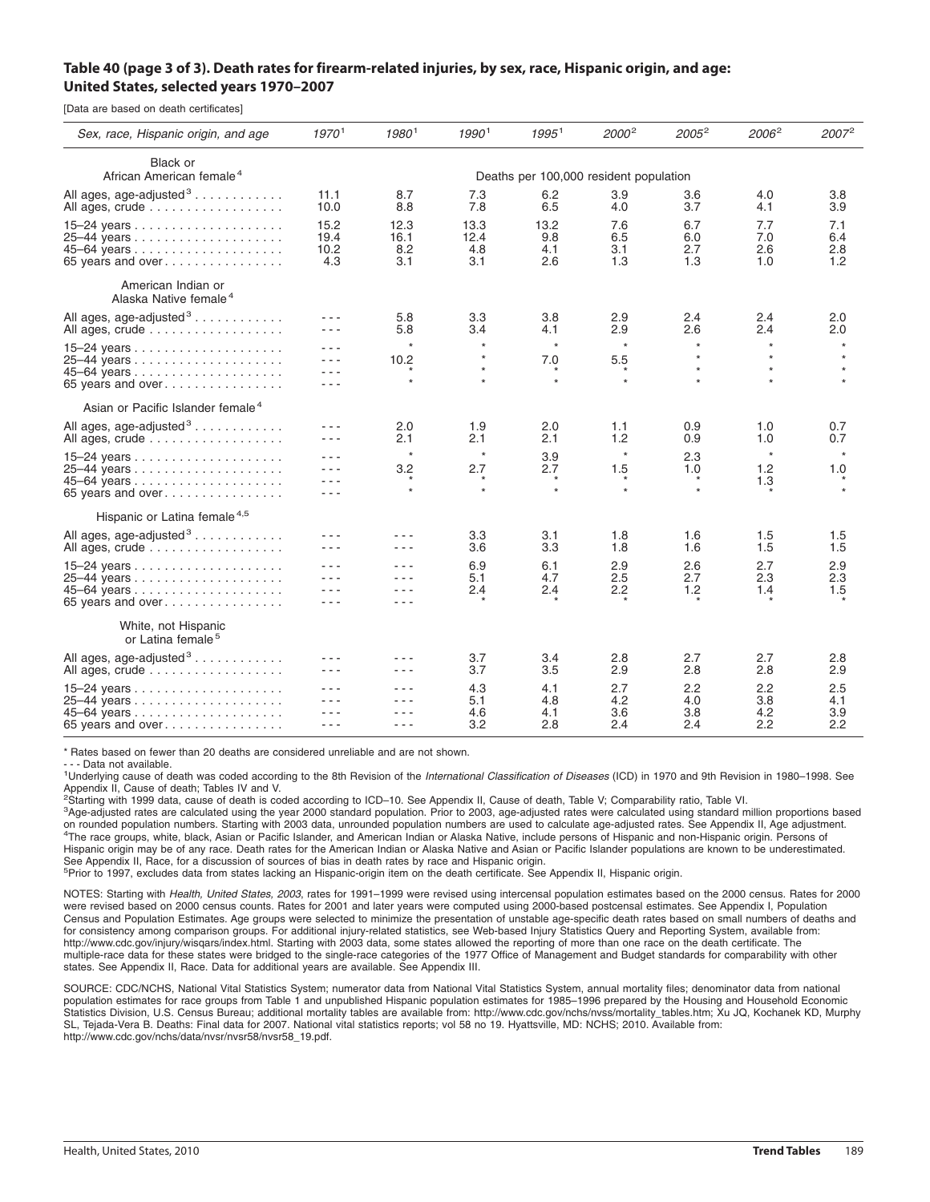### Table 40 (page 3 of 3). Death rates for firearm-related injuries, by sex, race, Hispanic origin, and age: United States, selected years 1970–2007

[Data are based on death certificates]

| Sex, race, Hispanic origin, and age | 1970[1] | 1980[1] | 1990[1] | 1995[1] | 2000[2] | 2005[2] | 2006[2] | 2007[2] |
|---|---|---|---|---|---|---|---|---|
| Black or African American female[4] | | | | Deaths per 100,000 resident population | | | | |
| All ages, age-adjusted[3] | 11.1 | 8.7 | 7.3 | 6.2 | 3.9 | 3.6 | 4.0 | 3.8 |
| All ages, crude | 10.0 | 8.8 | 7.8 | 6.5 | 4.0 | 3.7 | 4.1 | 3.9 |
| 15–24 years | 15.2 | 12.3 | 13.3 | 13.2 | 7.6 | 6.7 | 7.7 | 7.1 |
| 25–44 years | 19.4 | 16.1 | 12.4 | 9.8 | 6.5 | 6.0 | 7.0 | 6.4 |
| 45–64 years | 10.2 | 8.2 | 4.8 | 4.1 | 3.1 | 2.7 | 2.6 | 2.8 |
| 65 years and over | 4.3 | 3.1 | 3.1 | 2.6 | 1.3 | 1.3 | 1.0 | 1.2 |
| American Indian or Alaska Native female[4] | | | | | | | | |
| All ages, age-adjusted[3] | - - - | 5.8 | 3.3 | 3.8 | 2.9 | 2.4 | 2.4 | 2.0 |
| All ages, crude | - - - | 5.8 | 3.4 | 4.1 | 2.9 | 2.6 | 2.4 | 2.0 |
| 15–24 years | - - - | * | * | * | * | * | * | * |
| 25–44 years | - - - | 10.2 | * | 7.0 | 5.5 | * | * | * |
| 45–64 years | - - - | * | * | * | * | * | * | * |
| 65 years and over | - - - | * | * | * | * | * | * | * |
| Asian or Pacific Islander female[4] | | | | | | | | |
| All ages, age-adjusted[3] | - - - | 2.0 | 1.9 | 2.0 | 1.1 | 0.9 | 1.0 | 0.7 |
| All ages, crude | - - - | 2.1 | 2.1 | 2.1 | 1.2 | 0.9 | 1.0 | 0.7 |
| 15–24 years | - - - | * | * | 3.9 | * | 2.3 | * | * |
| 25–44 years | - - - | 3.2 | 2.7 | 2.7 | 1.5 | 1.0 | 1.2 | 1.0 |
| 45–64 years | - - - | * | * | * | * | * | 1.3 | * |
| 65 years and over | - - - | * | * | * | * | * | * | * |
| Hispanic or Latina female[4,5] | | | | | | | | |
| All ages, age-adjusted[3] | - - - | - - - | 3.3 | 3.1 | 1.8 | 1.6 | 1.5 | 1.5 |
| All ages, crude | - - - | - - - | 3.6 | 3.3 | 1.8 | 1.6 | 1.5 | 1.5 |
| 15–24 years | - - - | - - - | 6.9 | 6.1 | 2.9 | 2.6 | 2.7 | 2.9 |
| 25–44 years | - - - | - - - | 5.1 | 4.7 | 2.5 | 2.7 | 2.3 | 2.3 |
| 45–64 years | - - - | - - - | 2.4 | 2.4 | 2.2 | 1.2 | 1.4 | 1.5 |
| 65 years and over | - - - | - - - | * | * | * | * | * | * |
| White, not Hispanic or Latina female[5] | | | | | | | | |
| All ages, age-adjusted[3] | - - - | - - - | 3.7 | 3.4 | 2.8 | 2.7 | 2.7 | 2.8 |
| All ages, crude | - - - | - - - | 3.7 | 3.5 | 2.9 | 2.8 | 2.8 | 2.9 |
| 15–24 years | - - - | - - - | 4.3 | 4.1 | 2.7 | 2.2 | 2.2 | 2.5 |
| 25–44 years | - - - | - - - | 5.1 | 4.8 | 4.2 | 4.0 | 3.8 | 4.1 |
| 45–64 years | - - - | - - - | 4.6 | 4.1 | 3.6 | 3.8 | 4.2 | 3.9 |
| 65 years and over | - - - | - - - | 3.2 | 2.8 | 2.4 | 2.4 | 2.2 | 2.2 |

* Rates based on fewer than 20 deaths are considered unreliable and are not shown.

- - - Data not available.

[1]Underlying cause of death was coded according to the 8th Revision of the *International Classification of Diseases* (ICD) in 1970 and 9th Revision in 1980–1998. See Appendix II, Cause of death; Tables IV and V.

[2]Starting with 1999 data, cause of death is coded according to ICD–10. See Appendix II, Cause of death, Table V; Comparability ratio, Table VI.

[3]Age-adjusted rates are calculated using the year 2000 standard population. Prior to 2003, age-adjusted rates were calculated using standard million proportions based on rounded population numbers. Starting with 2003 data, unrounded population numbers are used to calculate age-adjusted rates. See Appendix II, Age adjustment.

[4]The race groups, white, black, Asian or Pacific Islander, and American Indian or Alaska Native, include persons of Hispanic and non-Hispanic origin. Persons of Hispanic origin may be of any race. Death rates for the American Indian or Alaska Native and Asian or Pacific Islander populations are known to be underestimated. See Appendix II, Race, for a discussion of sources of bias in death rates by race and Hispanic origin.

[5]Prior to 1997, excludes data from states lacking an Hispanic-origin item on the death certificate. See Appendix II, Hispanic origin.

NOTES: Starting with *Health, United States, 2003*, rates for 1991–1999 were revised using intercensal population estimates based on the 2000 census. Rates for 2000 were revised based on 2000 census counts. Rates for 2001 and later years were computed using 2000-based postcensal estimates. See Appendix I, Population Census and Population Estimates. Age groups were selected to minimize the presentation of unstable age-specific death rates based on small numbers of deaths and for consistency among comparison groups. For additional injury-related statistics, see Web-based Injury Statistics Query and Reporting System, available from: http://www.cdc.gov/injury/wisqars/index.html. Starting with 2003 data, some states allowed the reporting of more than one race on the death certificate. The multiple-race data for these states were bridged to the single-race categories of the 1977 Office of Management and Budget standards for comparability with other states. See Appendix II, Race. Data for additional years are available. See Appendix III.

SOURCE: CDC/NCHS, National Vital Statistics System; numerator data from National Vital Statistics System, annual mortality files; denominator data from national population estimates for race groups from Table 1 and unpublished Hispanic population estimates for 1985–1996 prepared by the Housing and Household Economic Statistics Division, U.S. Census Bureau; additional mortality tables are available from: http://www.cdc.gov/nchs/nvss/mortality_tables.htm; Xu JQ, Kochanek KD, Murphy SL, Tejada-Vera B. Deaths: Final data for 2007. National vital statistics reports; vol 58 no 19. Hyattsville, MD: NCHS; 2010. Available from: http://www.cdc.gov/nchs/data/nvsr/nvsr58/nvsr58_19.pdf.